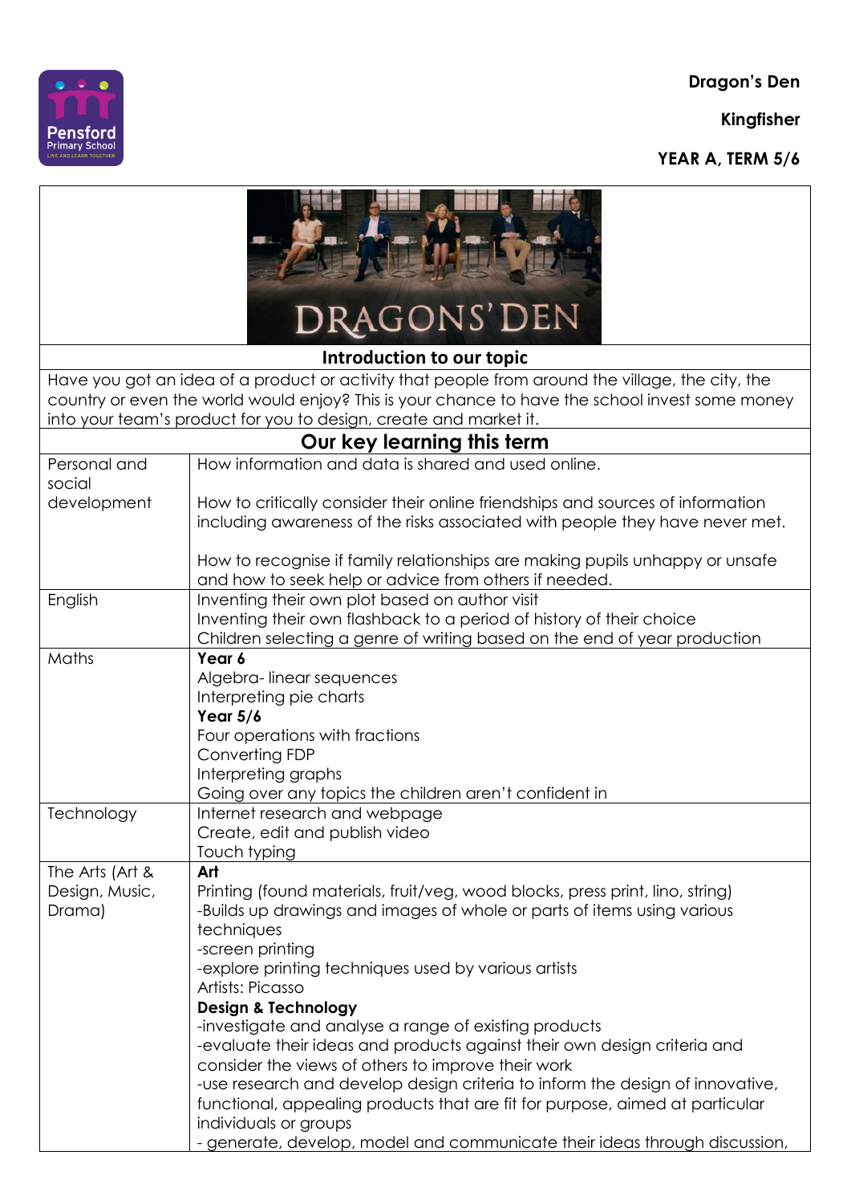**Dragon's Den**

**Kingfisher**

**YEAR A, TERM 5/6**

DRAGONS' DEN

## Introduction to our topic

Have you got an idea of a product or activity that people from around the village, the city, the country or even the world would enjoy? This is your chance to have the school invest some money into your team's product for you to design, create and market it.

## Our key learning this term

| | |
|---|---|
| Personal and social development | How information and data is shared and used online.<br><br>How to critically consider their online friendships and sources of information including awareness of the risks associated with people they have never met.<br><br>How to recognise if family relationships are making pupils unhappy or unsafe and how to seek help or advice from others if needed. |
| English | Inventing their own plot based on author visit<br>Inventing their own flashback to a period of history of their choice<br>Children selecting a genre of writing based on the end of year production |
| Maths | **Year 6**<br>Algebra- linear sequences<br>Interpreting pie charts<br>**Year 5/6**<br>Four operations with fractions<br>Converting FDP<br>Interpreting graphs<br>Going over any topics the children aren't confident in |
| Technology | Internet research and webpage<br>Create, edit and publish video<br>Touch typing |
| The Arts (Art & Design, Music, Drama) | **Art**<br>Printing (found materials, fruit/veg, wood blocks, press print, lino, string)<br>-Builds up drawings and images of whole or parts of items using various techniques<br>-screen printing<br>-explore printing techniques used by various artists<br>Artists: Picasso<br>**Design & Technology**<br>-investigate and analyse a range of existing products<br>-evaluate their ideas and products against their own design criteria and consider the views of others to improve their work<br>-use research and develop design criteria to inform the design of innovative, functional, appealing products that are fit for purpose, aimed at particular individuals or groups<br>- generate, develop, model and communicate their ideas through discussion, |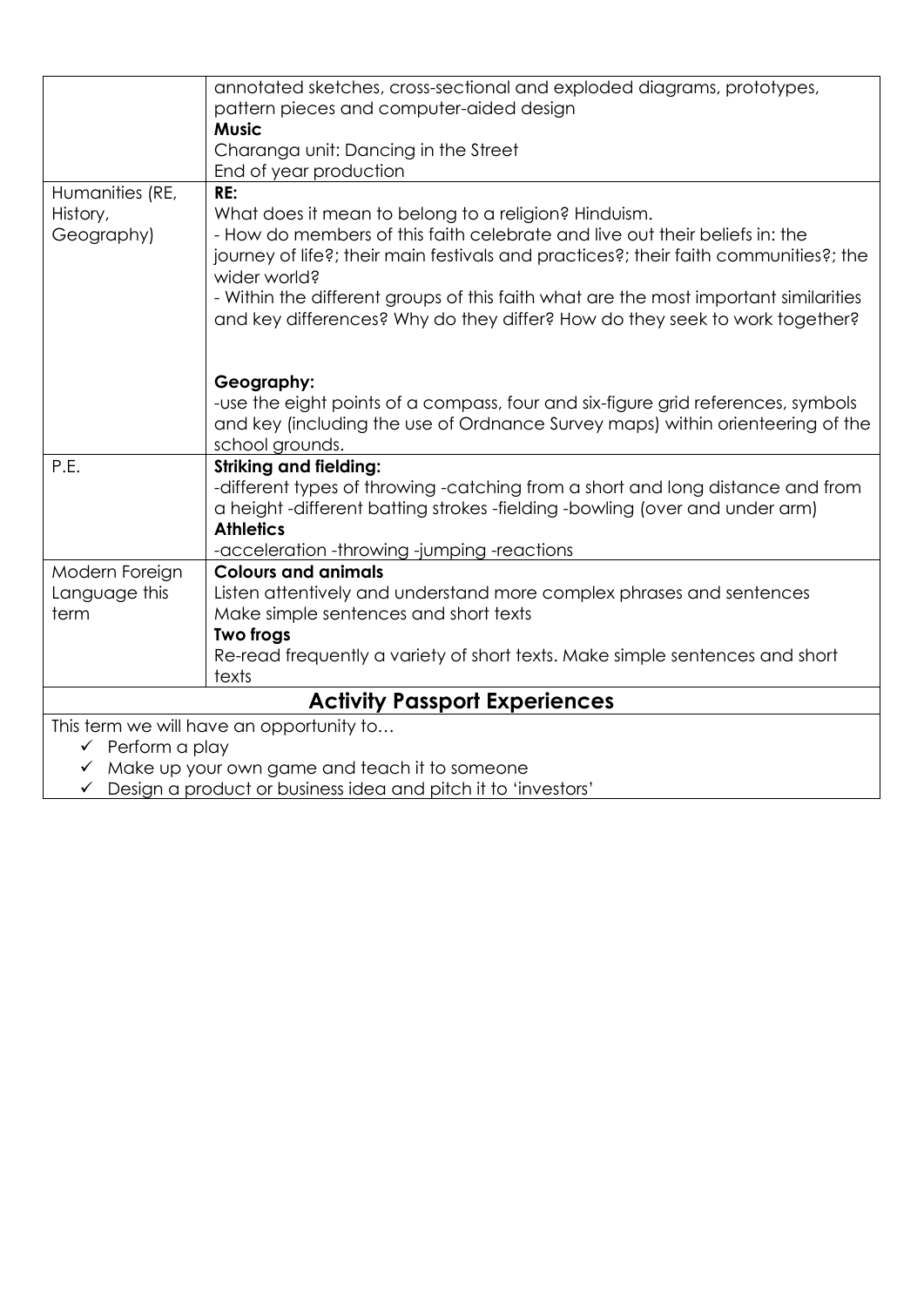| | |
|---|---|
| | annotated sketches, cross-sectional and exploded diagrams, prototypes, pattern pieces and computer-aided design<br>**Music**<br>Charanga unit: Dancing in the Street<br>End of year production |
| Humanities (RE, History, Geography) | **RE:**<br>What does it mean to belong to a religion? Hinduism.<br>- How do members of this faith celebrate and live out their beliefs in: the journey of life?; their main festivals and practices?; their faith communities?; the wider world?<br>- Within the different groups of this faith what are the most important similarities and key differences? Why do they differ? How do they seek to work together?<br><br>**Geography:**<br>-use the eight points of a compass, four and six-figure grid references, symbols and key (including the use of Ordnance Survey maps) within orienteering of the school grounds. |
| P.E. | **Striking and fielding:**<br>-different types of throwing -catching from a short and long distance and from a height -different batting strokes -fielding -bowling (over and under arm)<br>**Athletics**<br>-acceleration -throwing -jumping -reactions |
| Modern Foreign Language this term | **Colours and animals**<br>Listen attentively and understand more complex phrases and sentences<br>Make simple sentences and short texts<br>**Two frogs**<br>Re-read frequently a variety of short texts. Make simple sentences and short texts |

## Activity Passport Experiences

This term we will have an opportunity to…

- ✓ Perform a play
- ✓ Make up your own game and teach it to someone
- ✓ Design a product or business idea and pitch it to 'investors'